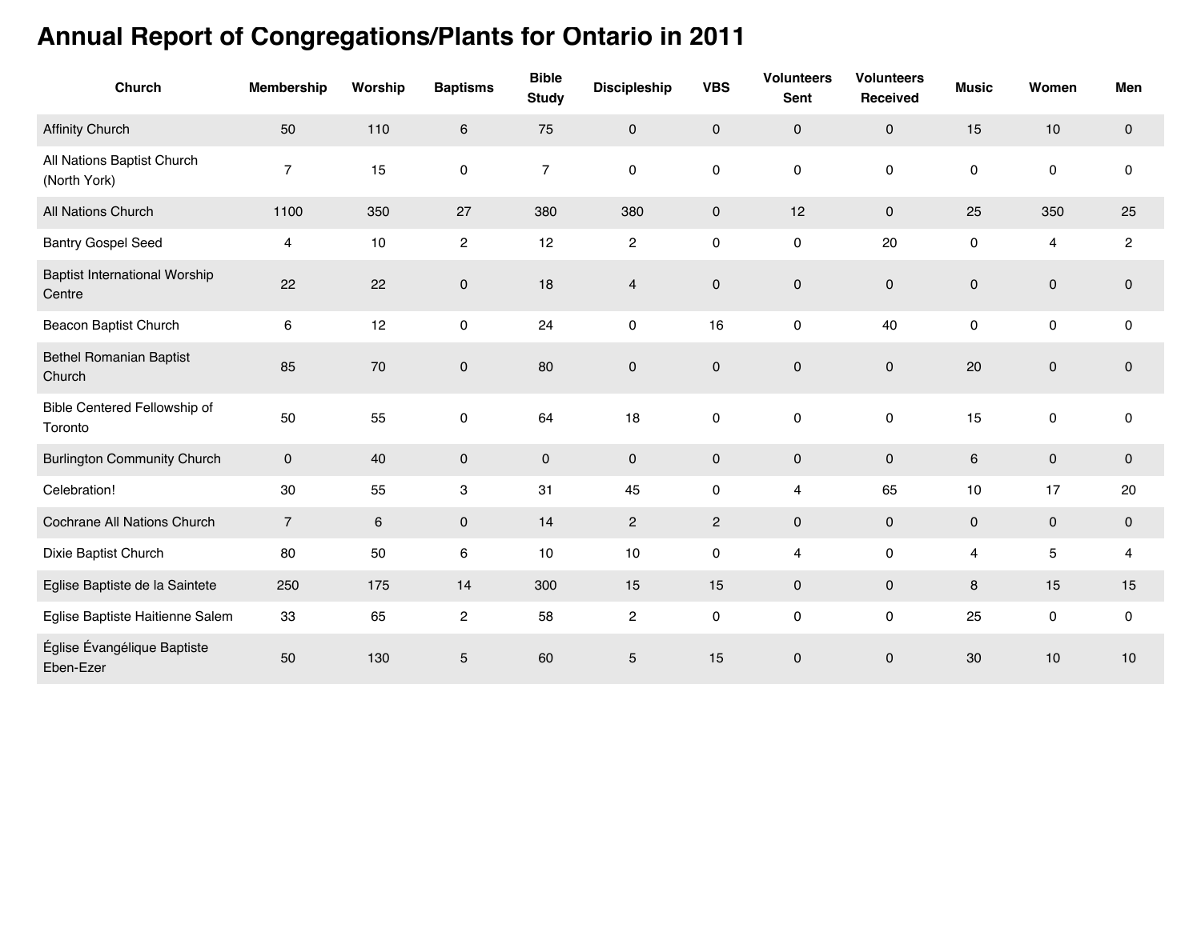# Annual Report of Congregations/Plants for Ontario in 2011

| Church | Membership | Worship | Baptisms | Bible Study | Discipleship | VBS | Volunteers Sent | Volunteers Received | Music | Women | Men |
|---|---|---|---|---|---|---|---|---|---|---|---|
| Affinity Church | 50 | 110 | 6 | 75 | 0 | 0 | 0 | 0 | 15 | 10 | 0 |
| All Nations Baptist Church (North York) | 7 | 15 | 0 | 7 | 0 | 0 | 0 | 0 | 0 | 0 | 0 |
| All Nations Church | 1100 | 350 | 27 | 380 | 380 | 0 | 12 | 0 | 25 | 350 | 25 |
| Bantry Gospel Seed | 4 | 10 | 2 | 12 | 2 | 0 | 0 | 20 | 0 | 4 | 2 |
| Baptist International Worship Centre | 22 | 22 | 0 | 18 | 4 | 0 | 0 | 0 | 0 | 0 | 0 |
| Beacon Baptist Church | 6 | 12 | 0 | 24 | 0 | 16 | 0 | 40 | 0 | 0 | 0 |
| Bethel Romanian Baptist Church | 85 | 70 | 0 | 80 | 0 | 0 | 0 | 0 | 20 | 0 | 0 |
| Bible Centered Fellowship of Toronto | 50 | 55 | 0 | 64 | 18 | 0 | 0 | 0 | 15 | 0 | 0 |
| Burlington Community Church | 0 | 40 | 0 | 0 | 0 | 0 | 0 | 0 | 6 | 0 | 0 |
| Celebration! | 30 | 55 | 3 | 31 | 45 | 0 | 4 | 65 | 10 | 17 | 20 |
| Cochrane All Nations Church | 7 | 6 | 0 | 14 | 2 | 2 | 0 | 0 | 0 | 0 | 0 |
| Dixie Baptist Church | 80 | 50 | 6 | 10 | 10 | 0 | 4 | 0 | 4 | 5 | 4 |
| Eglise Baptiste de la Saintete | 250 | 175 | 14 | 300 | 15 | 15 | 0 | 0 | 8 | 15 | 15 |
| Eglise Baptiste Haitienne Salem | 33 | 65 | 2 | 58 | 2 | 0 | 0 | 0 | 25 | 0 | 0 |
| Église Évangélique Baptiste Eben-Ezer | 50 | 130 | 5 | 60 | 5 | 15 | 0 | 0 | 30 | 10 | 10 |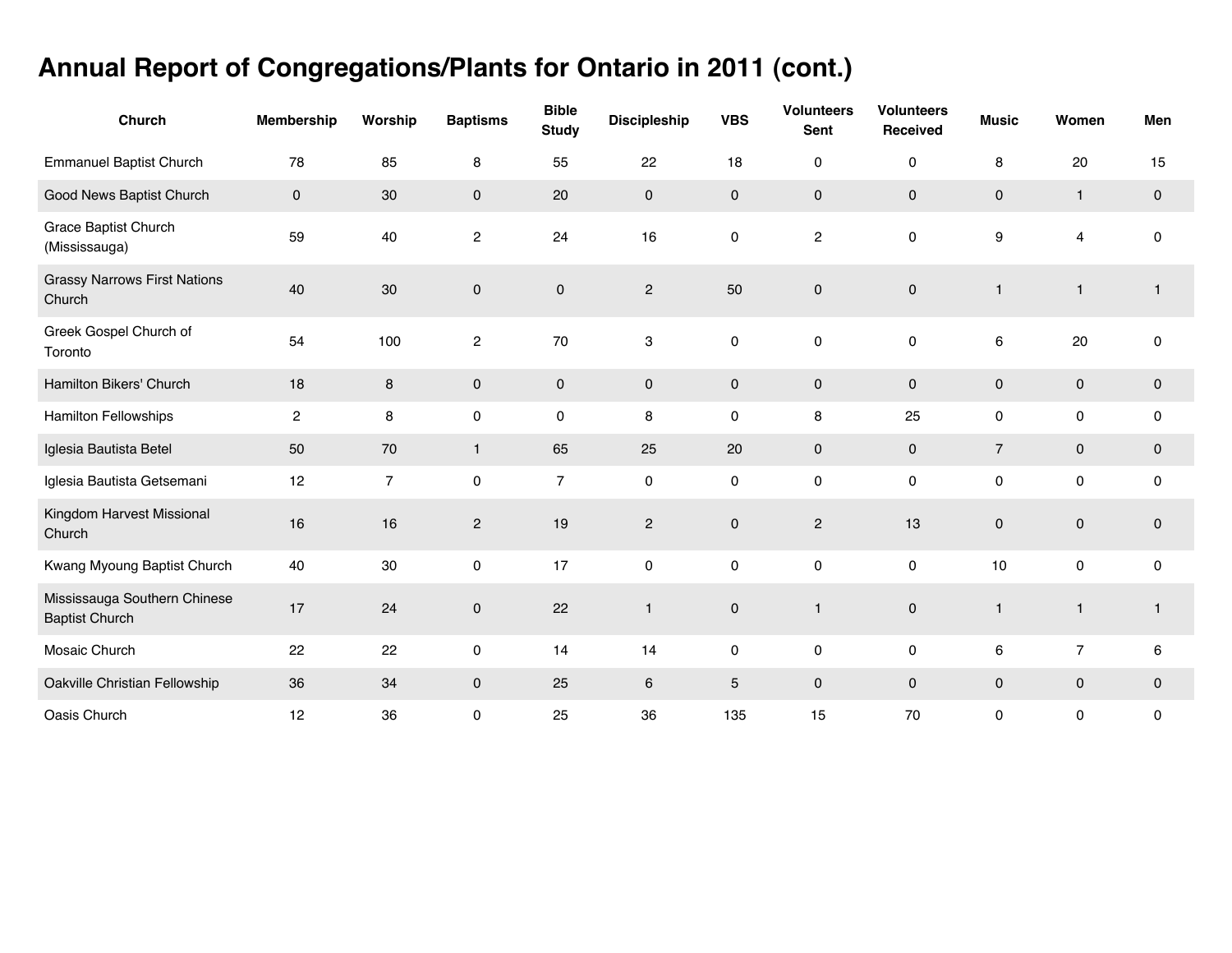# Annual Report of Congregations/Plants for Ontario in 2011 (cont.)

| Church | Membership | Worship | Baptisms | Bible Study | Discipleship | VBS | Volunteers Sent | Volunteers Received | Music | Women | Men |
|---|---|---|---|---|---|---|---|---|---|---|---|
| Emmanuel Baptist Church | 78 | 85 | 8 | 55 | 22 | 18 | 0 | 0 | 8 | 20 | 15 |
| Good News Baptist Church | 0 | 30 | 0 | 20 | 0 | 0 | 0 | 0 | 0 | 1 | 0 |
| Grace Baptist Church (Mississauga) | 59 | 40 | 2 | 24 | 16 | 0 | 2 | 0 | 9 | 4 | 0 |
| Grassy Narrows First Nations Church | 40 | 30 | 0 | 0 | 2 | 50 | 0 | 0 | 1 | 1 | 1 |
| Greek Gospel Church of Toronto | 54 | 100 | 2 | 70 | 3 | 0 | 0 | 0 | 6 | 20 | 0 |
| Hamilton Bikers' Church | 18 | 8 | 0 | 0 | 0 | 0 | 0 | 0 | 0 | 0 | 0 |
| Hamilton Fellowships | 2 | 8 | 0 | 0 | 8 | 0 | 8 | 25 | 0 | 0 | 0 |
| Iglesia Bautista Betel | 50 | 70 | 1 | 65 | 25 | 20 | 0 | 0 | 7 | 0 | 0 |
| Iglesia Bautista Getsemani | 12 | 7 | 0 | 7 | 0 | 0 | 0 | 0 | 0 | 0 | 0 |
| Kingdom Harvest Missional Church | 16 | 16 | 2 | 19 | 2 | 0 | 2 | 13 | 0 | 0 | 0 |
| Kwang Myoung Baptist Church | 40 | 30 | 0 | 17 | 0 | 0 | 0 | 0 | 10 | 0 | 0 |
| Mississauga Southern Chinese Baptist Church | 17 | 24 | 0 | 22 | 1 | 0 | 1 | 0 | 1 | 1 | 1 |
| Mosaic Church | 22 | 22 | 0 | 14 | 14 | 0 | 0 | 0 | 6 | 7 | 6 |
| Oakville Christian Fellowship | 36 | 34 | 0 | 25 | 6 | 5 | 0 | 0 | 0 | 0 | 0 |
| Oasis Church | 12 | 36 | 0 | 25 | 36 | 135 | 15 | 70 | 0 | 0 | 0 |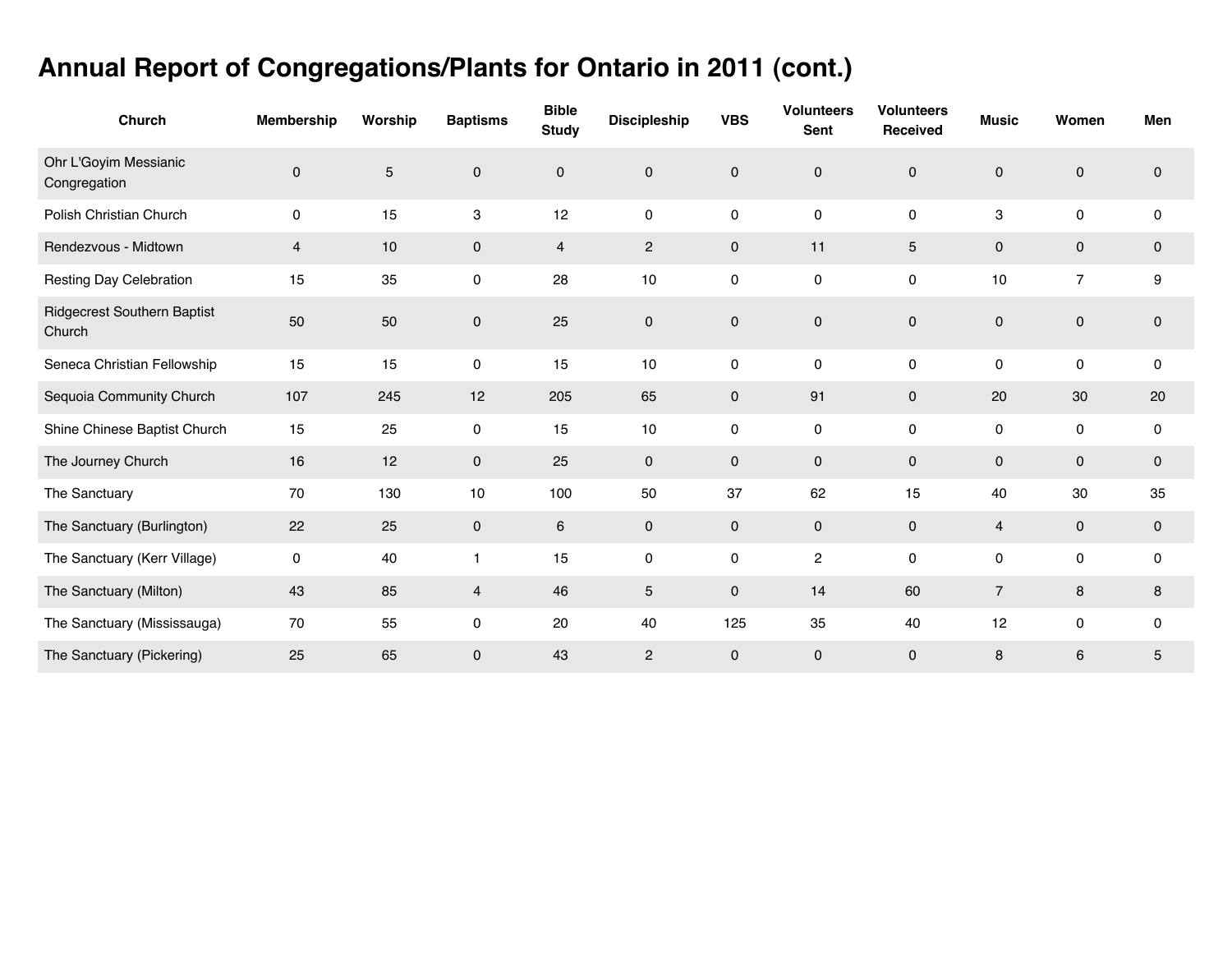# Annual Report of Congregations/Plants for Ontario in 2011 (cont.)

| Church | Membership | Worship | Baptisms | Bible Study | Discipleship | VBS | Volunteers Sent | Volunteers Received | Music | Women | Men |
|---|---|---|---|---|---|---|---|---|---|---|---|
| Ohr L'Goyim Messianic Congregation | 0 | 5 | 0 | 0 | 0 | 0 | 0 | 0 | 0 | 0 | 0 |
| Polish Christian Church | 0 | 15 | 3 | 12 | 0 | 0 | 0 | 0 | 3 | 0 | 0 |
| Rendezvous - Midtown | 4 | 10 | 0 | 4 | 2 | 0 | 11 | 5 | 0 | 0 | 0 |
| Resting Day Celebration | 15 | 35 | 0 | 28 | 10 | 0 | 0 | 0 | 10 | 7 | 9 |
| Ridgecrest Southern Baptist Church | 50 | 50 | 0 | 25 | 0 | 0 | 0 | 0 | 0 | 0 | 0 |
| Seneca Christian Fellowship | 15 | 15 | 0 | 15 | 10 | 0 | 0 | 0 | 0 | 0 | 0 |
| Sequoia Community Church | 107 | 245 | 12 | 205 | 65 | 0 | 91 | 0 | 20 | 30 | 20 |
| Shine Chinese Baptist Church | 15 | 25 | 0 | 15 | 10 | 0 | 0 | 0 | 0 | 0 | 0 |
| The Journey Church | 16 | 12 | 0 | 25 | 0 | 0 | 0 | 0 | 0 | 0 | 0 |
| The Sanctuary | 70 | 130 | 10 | 100 | 50 | 37 | 62 | 15 | 40 | 30 | 35 |
| The Sanctuary (Burlington) | 22 | 25 | 0 | 6 | 0 | 0 | 0 | 0 | 4 | 0 | 0 |
| The Sanctuary (Kerr Village) | 0 | 40 | 1 | 15 | 0 | 0 | 2 | 0 | 0 | 0 | 0 |
| The Sanctuary (Milton) | 43 | 85 | 4 | 46 | 5 | 0 | 14 | 60 | 7 | 8 | 8 |
| The Sanctuary (Mississauga) | 70 | 55 | 0 | 20 | 40 | 125 | 35 | 40 | 12 | 0 | 0 |
| The Sanctuary (Pickering) | 25 | 65 | 0 | 43 | 2 | 0 | 0 | 0 | 8 | 6 | 5 |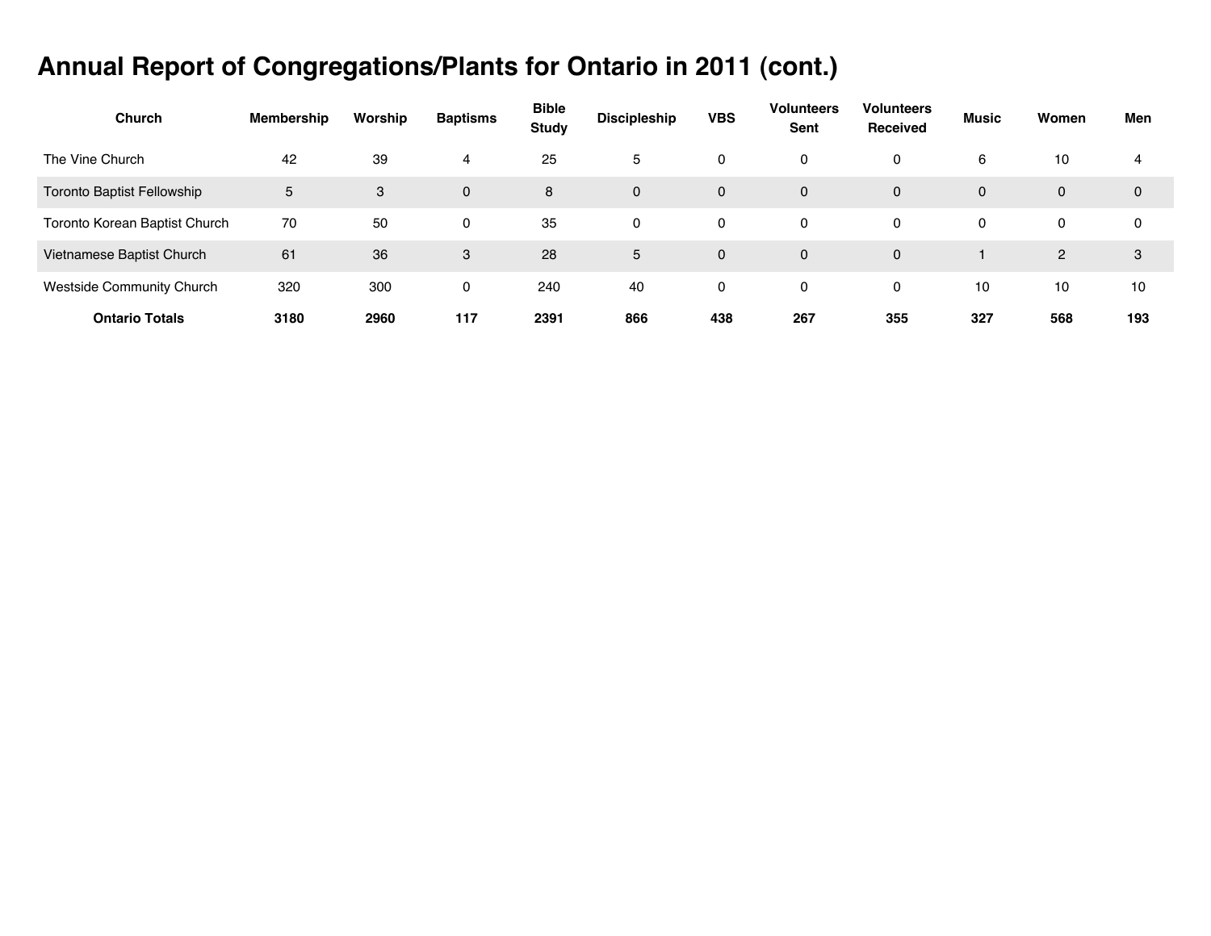# Annual Report of Congregations/Plants for Ontario in 2011 (cont.)

| Church | Membership | Worship | Baptisms | Bible Study | Discipleship | VBS | Volunteers Sent | Volunteers Received | Music | Women | Men |
|---|---|---|---|---|---|---|---|---|---|---|---|
| The Vine Church | 42 | 39 | 4 | 25 | 5 | 0 | 0 | 0 | 6 | 10 | 4 |
| Toronto Baptist Fellowship | 5 | 3 | 0 | 8 | 0 | 0 | 0 | 0 | 0 | 0 | 0 |
| Toronto Korean Baptist Church | 70 | 50 | 0 | 35 | 0 | 0 | 0 | 0 | 0 | 0 | 0 |
| Vietnamese Baptist Church | 61 | 36 | 3 | 28 | 5 | 0 | 0 | 0 | 1 | 2 | 3 |
| Westside Community Church | 320 | 300 | 0 | 240 | 40 | 0 | 0 | 0 | 10 | 10 | 10 |
| **Ontario Totals** | **3180** | **2960** | **117** | **2391** | **866** | **438** | **267** | **355** | **327** | **568** | **193** |